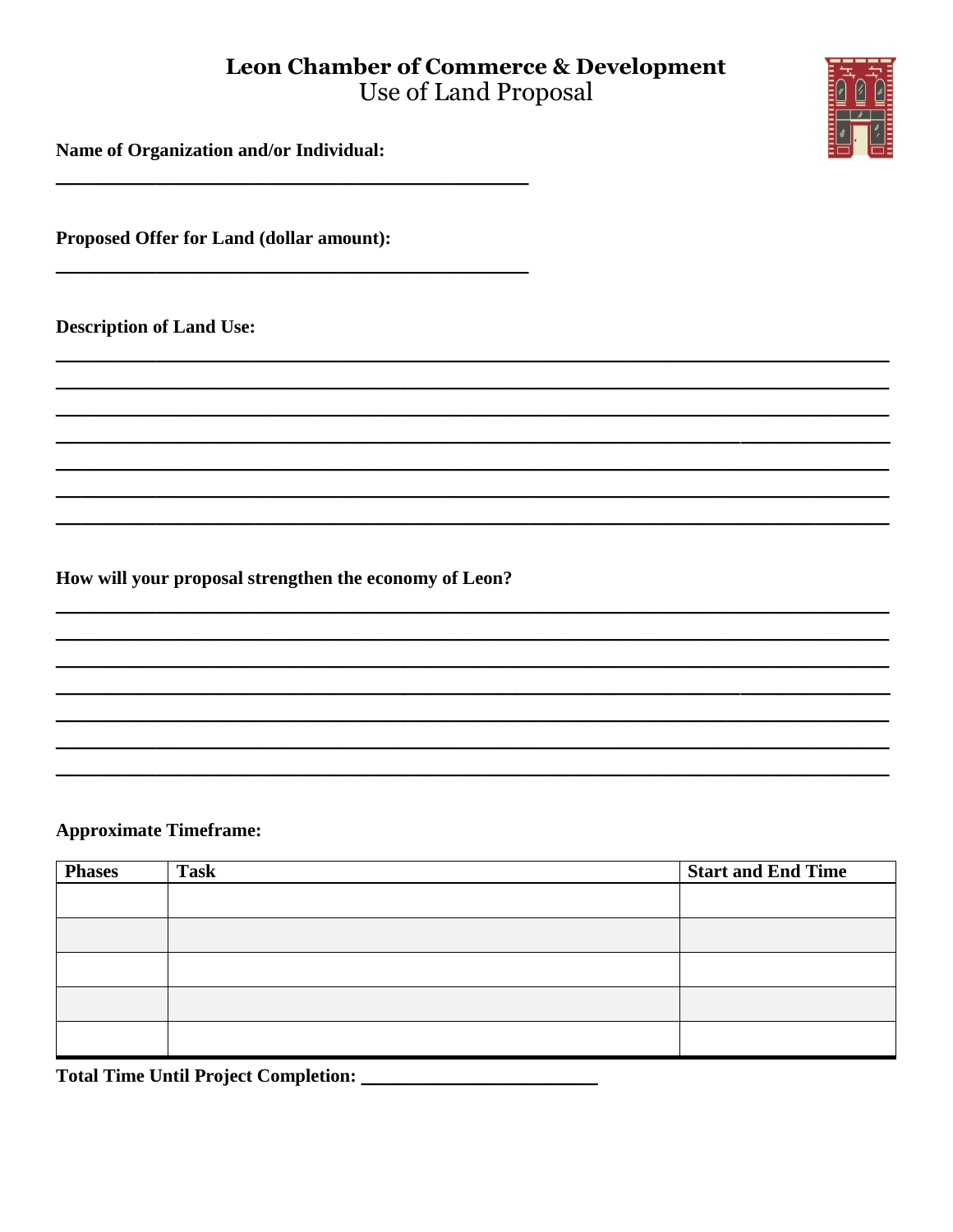# Leon Chamber of Commerce & Development

## Use of Land Proposal

**Name of Organization and/or Individual:**

_______________________________________________

**Proposed Offer for Land (dollar amount):**

_______________________________________________

**Description of Land Use:**

_____________________________________________________________________________

_____________________________________________________________________________

_____________________________________________________________________________

_____________________________________________________________________________

_____________________________________________________________________________

_____________________________________________________________________________

_____________________________________________________________________________

**How will your proposal strengthen the economy of Leon?**

_____________________________________________________________________________

_____________________________________________________________________________

_____________________________________________________________________________

_____________________________________________________________________________

_____________________________________________________________________________

_____________________________________________________________________________

_____________________________________________________________________________

**Approximate Timeframe:**

| Phases | Task | Start and End Time |
|---|---|---|
| | | |
| | | |
| | | |
| | | |
| | | |

**Total Time Until Project Completion:** ________________________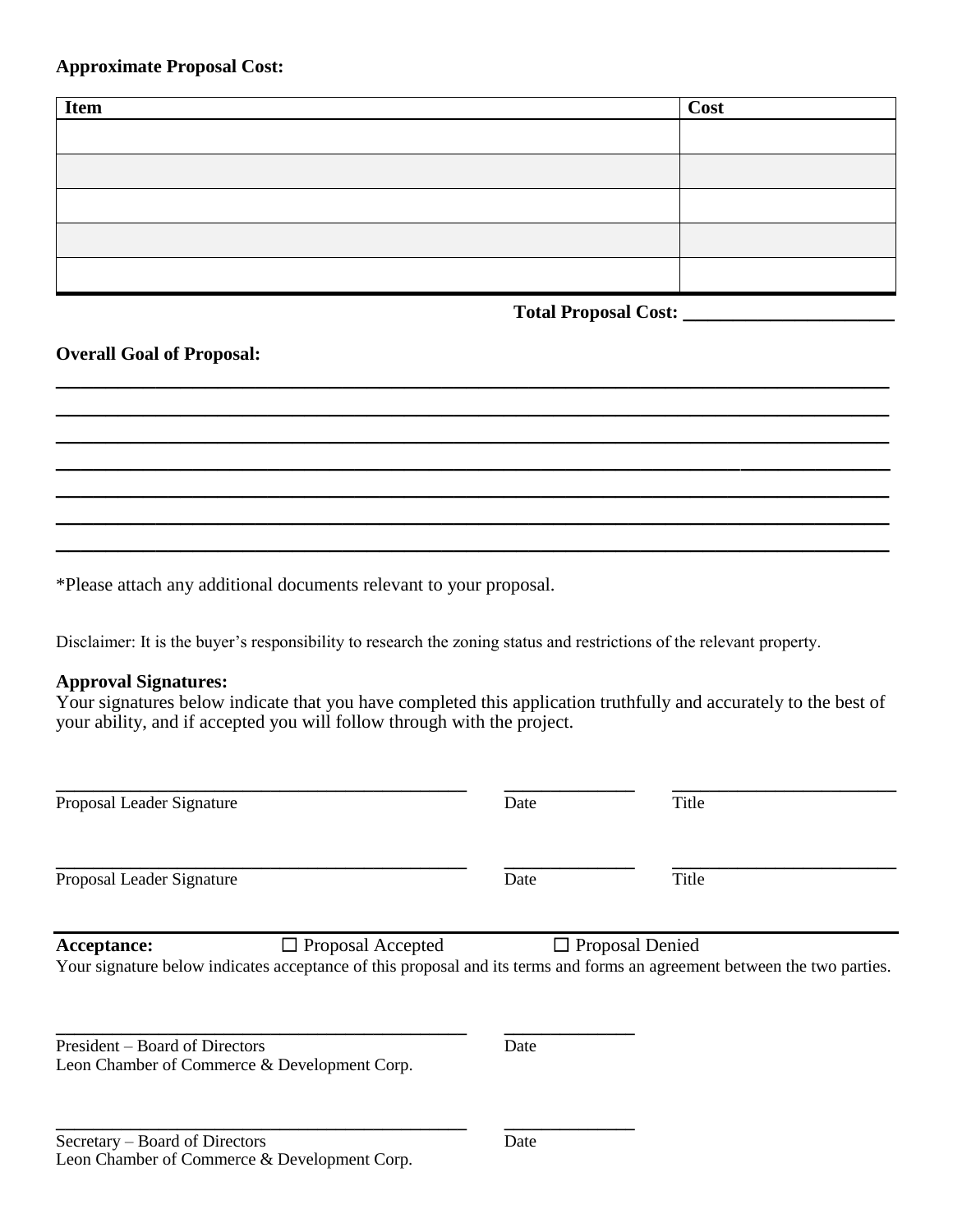**Approximate Proposal Cost:**

| Item | Cost |
|---|---|
| | |
| | |
| | |
| | |
| | |

**Total Proposal Cost: ______________________**

**Overall Goal of Proposal:**

________________________________________________________________________________
________________________________________________________________________________
________________________________________________________________________________
________________________________________________________________________________
________________________________________________________________________________
________________________________________________________________________________
________________________________________________________________________________

*Please attach any additional documents relevant to your proposal.

Disclaimer: It is the buyer's responsibility to research the zoning status and restrictions of the relevant property.

**Approval Signatures:**
Your signatures below indicate that you have completed this application truthfully and accurately to the best of your ability, and if accepted you will follow through with the project.

_______________________________________ ______________ ________________________
Proposal Leader Signature Date Title

_______________________________________ ______________ ________________________
Proposal Leader Signature Date Title

**Acceptance:** ☐ Proposal Accepted ☐ Proposal Denied
Your signature below indicates acceptance of this proposal and its terms and forms an agreement between the two parties.

_______________________________________ ______________
President – Board of Directors Date
Leon Chamber of Commerce & Development Corp.

_______________________________________ ______________
Secretary – Board of Directors Date
Leon Chamber of Commerce & Development Corp.